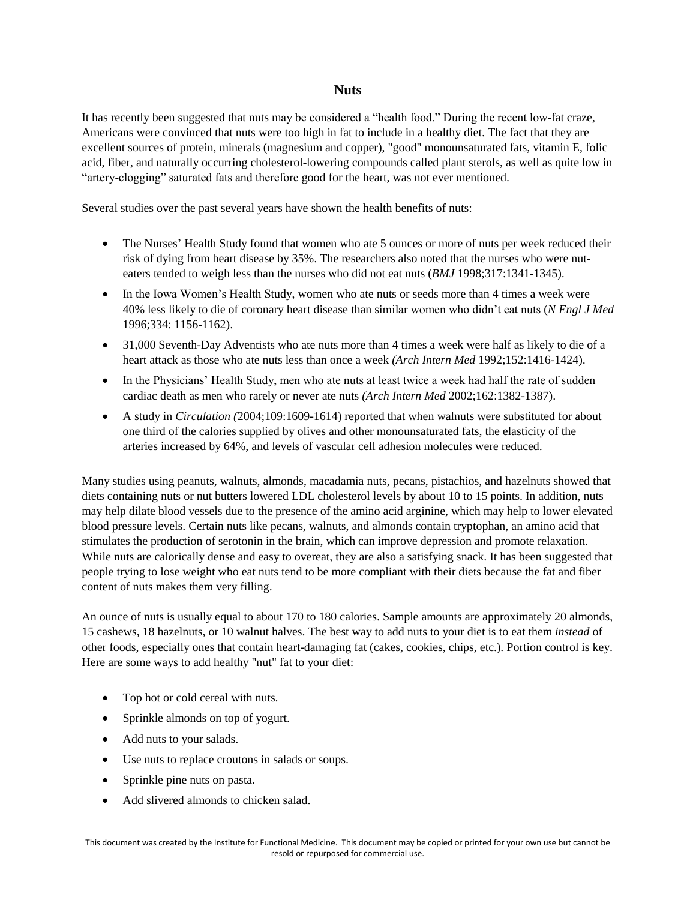# Nuts

It has recently been suggested that nuts may be considered a "health food." During the recent low-fat craze, Americans were convinced that nuts were too high in fat to include in a healthy diet. The fact that they are excellent sources of protein, minerals (magnesium and copper), "good" monounsaturated fats, vitamin E, folic acid, fiber, and naturally occurring cholesterol-lowering compounds called plant sterols, as well as quite low in "artery-clogging" saturated fats and therefore good for the heart, was not ever mentioned.

Several studies over the past several years have shown the health benefits of nuts:

- The Nurses' Health Study found that women who ate 5 ounces or more of nuts per week reduced their risk of dying from heart disease by 35%. The researchers also noted that the nurses who were nut-eaters tended to weigh less than the nurses who did not eat nuts (*BMJ* 1998;317:1341-1345).
- In the Iowa Women's Health Study, women who ate nuts or seeds more than 4 times a week were 40% less likely to die of coronary heart disease than similar women who didn't eat nuts (*N Engl J Med* 1996;334: 1156-1162).
- 31,000 Seventh-Day Adventists who ate nuts more than 4 times a week were half as likely to die of a heart attack as those who ate nuts less than once a week *(Arch Intern Med* 1992;152:1416-1424).
- In the Physicians' Health Study, men who ate nuts at least twice a week had half the rate of sudden cardiac death as men who rarely or never ate nuts *(Arch Intern Med* 2002;162:1382-1387).
- A study in *Circulation (*2004;109:1609-1614) reported that when walnuts were substituted for about one third of the calories supplied by olives and other monounsaturated fats, the elasticity of the arteries increased by 64%, and levels of vascular cell adhesion molecules were reduced.

Many studies using peanuts, walnuts, almonds, macadamia nuts, pecans, pistachios, and hazelnuts showed that diets containing nuts or nut butters lowered LDL cholesterol levels by about 10 to 15 points. In addition, nuts may help dilate blood vessels due to the presence of the amino acid arginine, which may help to lower elevated blood pressure levels. Certain nuts like pecans, walnuts, and almonds contain tryptophan, an amino acid that stimulates the production of serotonin in the brain, which can improve depression and promote relaxation. While nuts are calorically dense and easy to overeat, they are also a satisfying snack. It has been suggested that people trying to lose weight who eat nuts tend to be more compliant with their diets because the fat and fiber content of nuts makes them very filling.

An ounce of nuts is usually equal to about 170 to 180 calories. Sample amounts are approximately 20 almonds, 15 cashews, 18 hazelnuts, or 10 walnut halves. The best way to add nuts to your diet is to eat them *instead* of other foods, especially ones that contain heart-damaging fat (cakes, cookies, chips, etc.). Portion control is key. Here are some ways to add healthy "nut" fat to your diet:

- Top hot or cold cereal with nuts.
- Sprinkle almonds on top of yogurt.
- Add nuts to your salads.
- Use nuts to replace croutons in salads or soups.
- Sprinkle pine nuts on pasta.
- Add slivered almonds to chicken salad.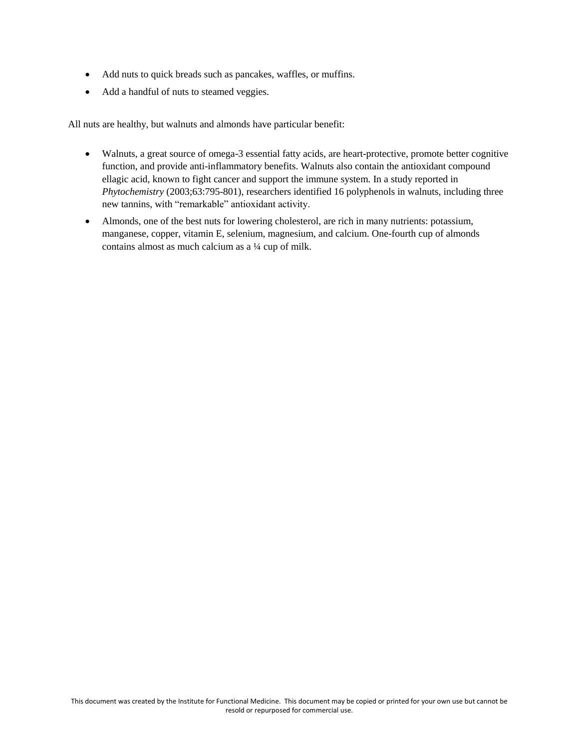- Add nuts to quick breads such as pancakes, waffles, or muffins.
- Add a handful of nuts to steamed veggies.

All nuts are healthy, but walnuts and almonds have particular benefit:

- Walnuts, a great source of omega-3 essential fatty acids, are heart-protective, promote better cognitive function, and provide anti-inflammatory benefits. Walnuts also contain the antioxidant compound ellagic acid, known to fight cancer and support the immune system. In a study reported in *Phytochemistry* (2003;63:795-801), researchers identified 16 polyphenols in walnuts, including three new tannins, with "remarkable" antioxidant activity.
- Almonds, one of the best nuts for lowering cholesterol, are rich in many nutrients: potassium, manganese, copper, vitamin E, selenium, magnesium, and calcium. One-fourth cup of almonds contains almost as much calcium as a ¼ cup of milk.

This document was created by the Institute for Functional Medicine. This document may be copied or printed for your own use but cannot be resold or repurposed for commercial use.